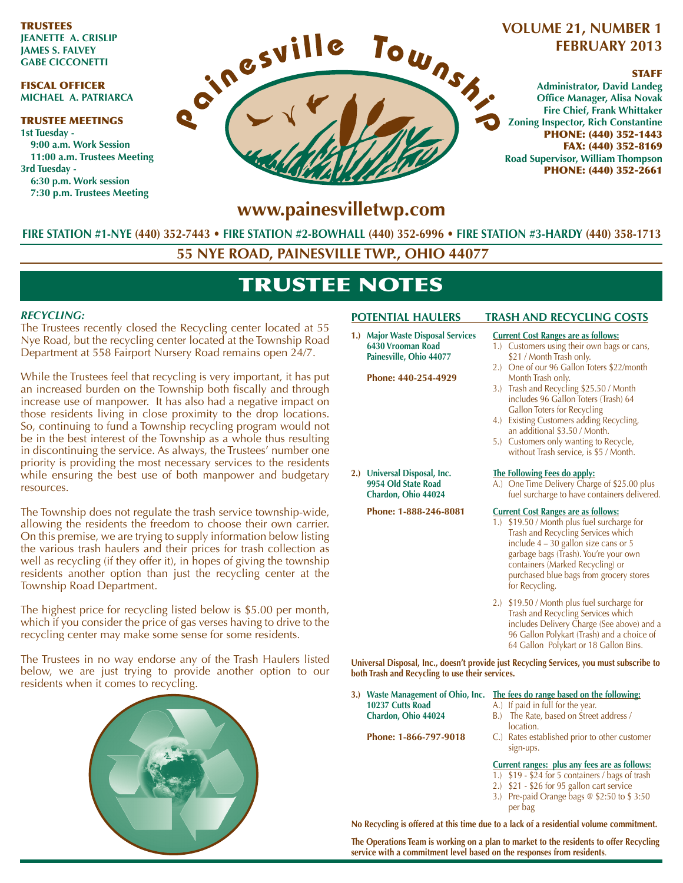**TRUSTEES**
**JEANETTE A. CRISLIP**
**JAMES S. FALVEY**
**GABE CICCONETTI**

**FISCAL OFFICER**
**MICHAEL A. PATRIARCA**

**TRUSTEE MEETINGS**
**1st Tuesday -**
**9:00 a.m. Work Session**
**11:00 a.m. Trustees Meeting**
**3rd Tuesday -**
**6:30 p.m. Work session**
**7:30 p.m. Trustees Meeting**

# Painesville Township

**VOLUME 21, NUMBER 1**
**FEBRUARY 2013**

**STAFF**
**Administrator, David Landeg**
**Office Manager, Alisa Novak**
**Fire Chief, Frank Whittaker**
**Zoning Inspector, Rich Constantine**
**PHONE: (440) 352-1443**
**FAX: (440) 352-8169**
**Road Supervisor, William Thompson**
**PHONE: (440) 352-2661**

**www.painesvilletwp.com**

**FIRE STATION #1-NYE (440) 352-7443 • FIRE STATION #2-BOWHALL (440) 352-6996 • FIRE STATION #3-HARDY (440) 358-1713**

**55 NYE ROAD, PAINESVILLE TWP., OHIO 44077**

# TRUSTEE NOTES

### *RECYCLING:*

The Trustees recently closed the Recycling center located at 55 Nye Road, but the recycling center located at the Township Road Department at 558 Fairport Nursery Road remains open 24/7.

While the Trustees feel that recycling is very important, it has put an increased burden on the Township both fiscally and through increase use of manpower. It has also had a negative impact on those residents living in close proximity to the drop locations. So, continuing to fund a Township recycling program would not be in the best interest of the Township as a whole thus resulting in discontinuing the service. As always, the Trustees' number one priority is providing the most necessary services to the residents while ensuring the best use of both manpower and budgetary resources.

The Township does not regulate the trash service township-wide, allowing the residents the freedom to choose their own carrier. On this premise, we are trying to supply information below listing the various trash haulers and their prices for trash collection as well as recycling (if they offer it), in hopes of giving the township residents another option than just the recycling center at the Township Road Department.

The highest price for recycling listed below is $5.00 per month, which if you consider the price of gas verses having to drive to the recycling center may make some sense for some residents.

The Trustees in no way endorse any of the Trash Haulers listed below, we are just trying to provide another option to our residents when it comes to recycling.

## POTENTIAL HAULERS — TRASH AND RECYCLING COSTS

**1.) Major Waste Disposal Services**
**6430 Vrooman Road**
**Painesville, Ohio 44077**

**Phone: 440-254-4929**

**Current Cost Ranges are as follows:**
1.) Customers using their own bags or cans, $21 / Month Trash only.
2.) One of our 96 Gallon Toters $22/month Month Trash only.
3.) Trash and Recycling $25.50 / Month includes 96 Gallon Toters (Trash) 64 Gallon Toters for Recycling
4.) Existing Customers adding Recycling, an additional $3.50 / Month.
5.) Customers only wanting to Recycle, without Trash service, is $5 / Month.

**2.) Universal Disposal, Inc.**
**9954 Old State Road**
**Chardon, Ohio 44024**

**Phone: 1-888-246-8081**

**The Following Fees do apply:**
A.) One Time Delivery Charge of $25.00 plus fuel surcharge to have containers delivered.

**Current Cost Ranges are as follows:**
1.) $19.50 / Month plus fuel surcharge for Trash and Recycling Services which include 4 – 30 gallon size cans or 5 garbage bags (Trash). You're your own containers (Marked Recycling) or purchased blue bags from grocery stores for Recycling.
2.) $19.50 / Month plus fuel surcharge for Trash and Recycling Services which includes Delivery Charge (See above) and a 96 Gallon Polykart (Trash) and a choice of 64 Gallon Polykart or 18 Gallon Bins.

**Universal Disposal, Inc., doesn't provide just Recycling Services, you must subscribe to both Trash and Recycling to use their services.**

**3.) Waste Management of Ohio, Inc.**
**10237 Cutts Road**
**Chardon, Ohio 44024**

**Phone: 1-866-797-9018**

**The fees do range based on the following:**
A.) If paid in full for the year.
B.) The Rate, based on Street address / location.
C.) Rates established prior to other customer sign-ups.

**Current ranges: plus any fees are as follows:**
1.) $19 - $24 for 5 containers / bags of trash
2.) $21 - $26 for 95 gallon cart service
3.) Pre-paid Orange bags @ $2:50 to $ 3:50 per bag

**No Recycling is offered at this time due to a lack of a residential volume commitment.**

**The Operations Team is working on a plan to market to the residents to offer Recycling service with a commitment level based on the responses from residents**.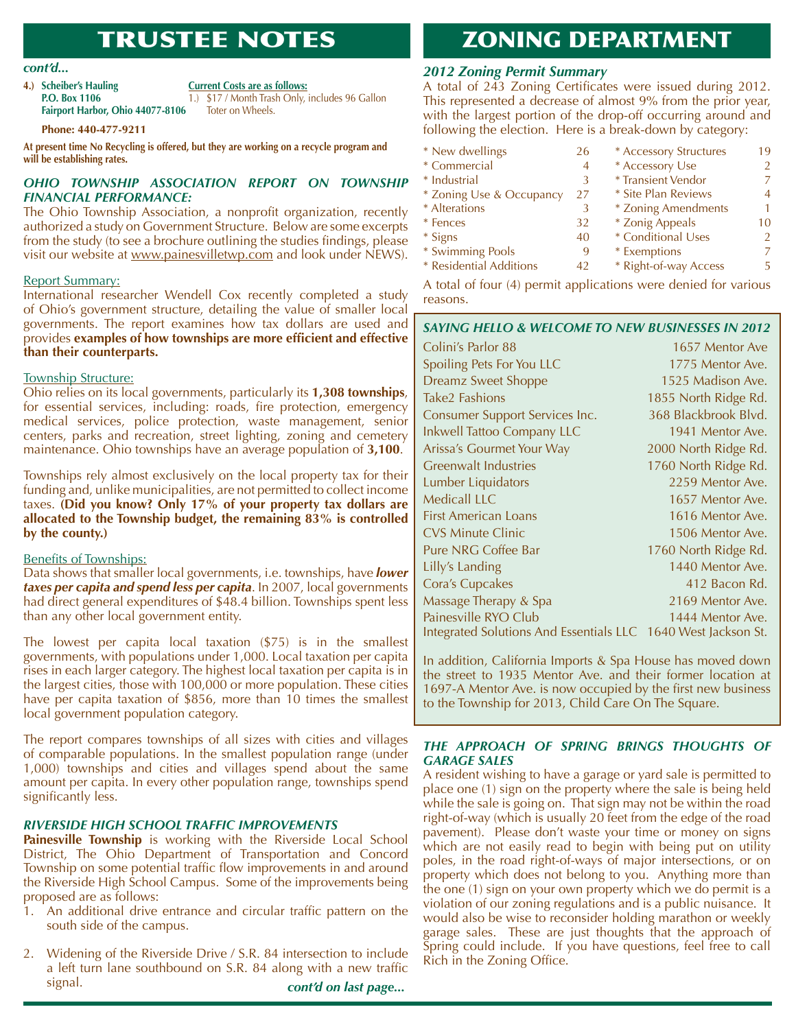# TRUSTEE NOTES

*cont'd...*

**4.) Scheiber's Hauling**
**P.O. Box 1106**
**Fairport Harbor, Ohio 44077-8106**

**Phone: 440-477-9211**

Current Costs are as follows:
1.) $17 / Month Trash Only, includes 96 Gallon Toter on Wheels.

**At present time No Recycling is offered, but they are working on a recycle program and will be establishing rates.**

### *OHIO TOWNSHIP ASSOCIATION REPORT ON TOWNSHIP FINANCIAL PERFORMANCE:*

The Ohio Township Association, a nonprofit organization, recently authorized a study on Government Structure. Below are some excerpts from the study (to see a brochure outlining the studies findings, please visit our website at www.painesvilletwp.com and look under NEWS).

Report Summary:

International researcher Wendell Cox recently completed a study of Ohio's government structure, detailing the value of smaller local governments. The report examines how tax dollars are used and provides **examples of how townships are more efficient and effective than their counterparts.**

Township Structure:

Ohio relies on its local governments, particularly its **1,308 townships**, for essential services, including: roads, fire protection, emergency medical services, police protection, waste management, senior centers, parks and recreation, street lighting, zoning and cemetery maintenance. Ohio townships have an average population of **3,100**.

Townships rely almost exclusively on the local property tax for their funding and, unlike municipalities, are not permitted to collect income taxes. **(Did you know? Only 17% of your property tax dollars are allocated to the Township budget, the remaining 83% is controlled by the county.)**

Benefits of Townships:

Data shows that smaller local governments, i.e. townships, have ***lower taxes per capita and spend less per capita***. In 2007, local governments had direct general expenditures of $48.4 billion. Townships spent less than any other local government entity.

The lowest per capita local taxation ($75) is in the smallest governments, with populations under 1,000. Local taxation per capita rises in each larger category. The highest local taxation per capita is in the largest cities, those with 100,000 or more population. These cities have per capita taxation of $856, more than 10 times the smallest local government population category.

The report compares townships of all sizes with cities and villages of comparable populations. In the smallest population range (under 1,000) townships and cities and villages spend about the same amount per capita. In every other population range, townships spend significantly less.

### *RIVERSIDE HIGH SCHOOL TRAFFIC IMPROVEMENTS*

**Painesville Township** is working with the Riverside Local School District, The Ohio Department of Transportation and Concord Township on some potential traffic flow improvements in and around the Riverside High School Campus. Some of the improvements being proposed are as follows:

1. An additional drive entrance and circular traffic pattern on the south side of the campus.
2. Widening of the Riverside Drive / S.R. 84 intersection to include a left turn lane southbound on S.R. 84 along with a new traffic signal.

*cont'd on last page...*

# ZONING DEPARTMENT

### *2012 Zoning Permit Summary*

A total of 243 Zoning Certificates were issued during 2012. This represented a decrease of almost 9% from the prior year, with the largest portion of the drop-off occurring around and following the election. Here is a break-down by category:

| Category | Count | Category | Count |
|---|---|---|---|
| * New dwellings | 26 | * Accessory Structures | 19 |
| * Commercial | 4 | * Accessory Use | 2 |
| * Industrial | 3 | * Transient Vendor | 7 |
| * Zoning Use & Occupancy | 27 | * Site Plan Reviews | 4 |
| * Alterations | 3 | * Zoning Amendments | 1 |
| * Fences | 32 | * Zonig Appeals | 10 |
| * Signs | 40 | * Conditional Uses | 2 |
| * Swimming Pools | 9 | * Exemptions | 7 |
| * Residential Additions | 42 | * Right-of-way Access | 5 |

A total of four (4) permit applications were denied for various reasons.

### *SAYING HELLO & WELCOME TO NEW BUSINESSES IN 2012*

| Business | Address |
|---|---|
| Colini's Parlor 88 | 1657 Mentor Ave |
| Spoiling Pets For You LLC | 1775 Mentor Ave. |
| Dreamz Sweet Shoppe | 1525 Madison Ave. |
| Take2 Fashions | 1855 North Ridge Rd. |
| Consumer Support Services Inc. | 368 Blackbrook Blvd. |
| Inkwell Tattoo Company LLC | 1941 Mentor Ave. |
| Arissa's Gourmet Your Way | 2000 North Ridge Rd. |
| Greenwalt Industries | 1760 North Ridge Rd. |
| Lumber Liquidators | 2259 Mentor Ave. |
| Medicall LLC | 1657 Mentor Ave. |
| First American Loans | 1616 Mentor Ave. |
| CVS Minute Clinic | 1506 Mentor Ave. |
| Pure NRG Coffee Bar | 1760 North Ridge Rd. |
| Lilly's Landing | 1440 Mentor Ave. |
| Cora's Cupcakes | 412 Bacon Rd. |
| Massage Therapy & Spa | 2169 Mentor Ave. |
| Painesville RYO Club | 1444 Mentor Ave. |
| Integrated Solutions And Essentials LLC | 1640 West Jackson St. |

In addition, California Imports & Spa House has moved down the street to 1935 Mentor Ave. and their former location at 1697-A Mentor Ave. is now occupied by the first new business to the Township for 2013, Child Care On The Square.

### *THE APPROACH OF SPRING BRINGS THOUGHTS OF GARAGE SALES*

A resident wishing to have a garage or yard sale is permitted to place one (1) sign on the property where the sale is being held while the sale is going on. That sign may not be within the road right-of-way (which is usually 20 feet from the edge of the road pavement). Please don't waste your time or money on signs which are not easily read to begin with being put on utility poles, in the road right-of-ways of major intersections, or on property which does not belong to you. Anything more than the one (1) sign on your own property which we do permit is a violation of our zoning regulations and is a public nuisance. It would also be wise to reconsider holding marathon or weekly garage sales. These are just thoughts that the approach of Spring could include. If you have questions, feel free to call Rich in the Zoning Office.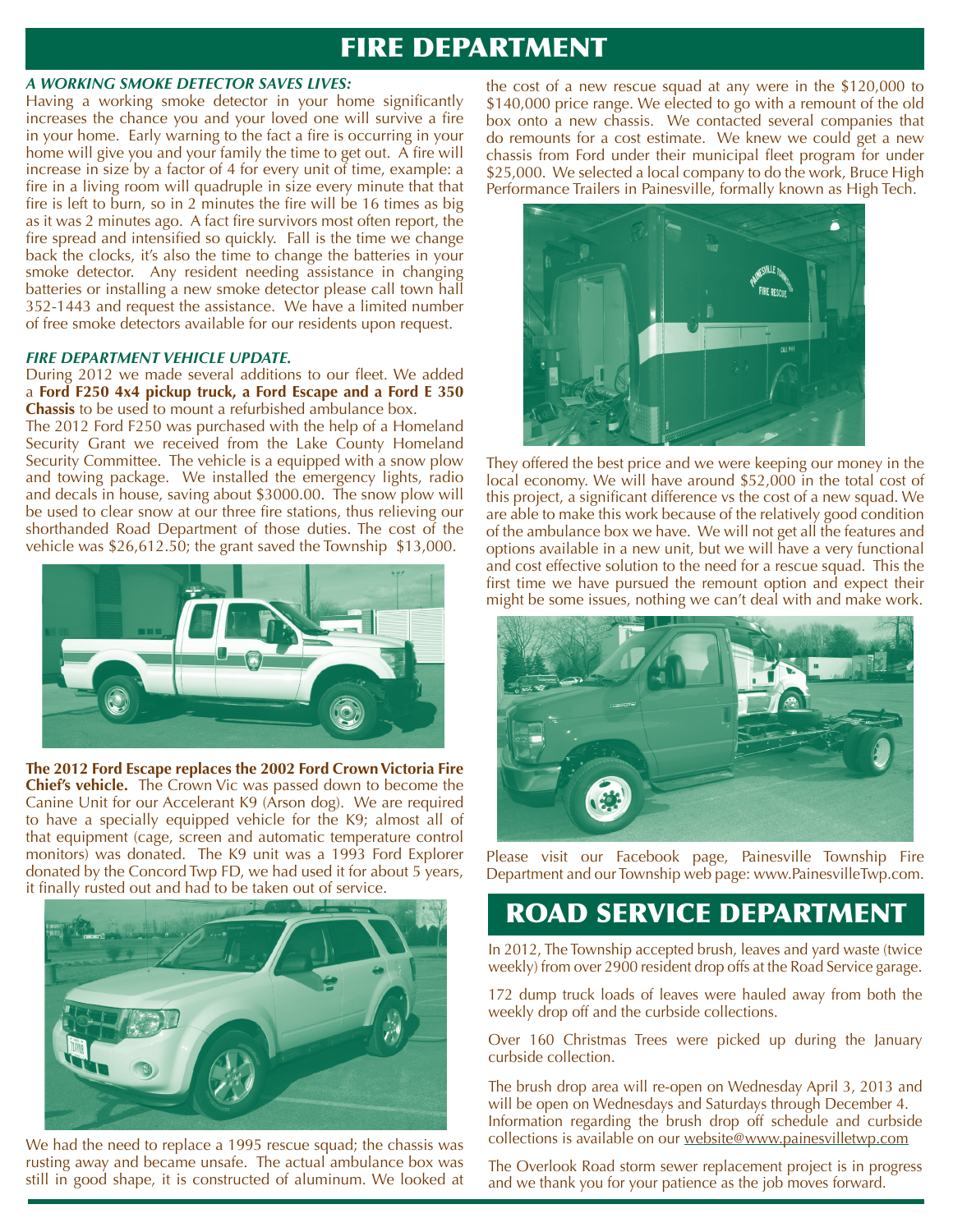# FIRE DEPARTMENT

***A WORKING SMOKE DETECTOR SAVES LIVES:***

Having a working smoke detector in your home significantly increases the chance you and your loved one will survive a fire in your home. Early warning to the fact a fire is occurring in your home will give you and your family the time to get out. A fire will increase in size by a factor of 4 for every unit of time, example: a fire in a living room will quadruple in size every minute that that fire is left to burn, so in 2 minutes the fire will be 16 times as big as it was 2 minutes ago. A fact fire survivors most often report, the fire spread and intensified so quickly. Fall is the time we change back the clocks, it's also the time to change the batteries in your smoke detector. Any resident needing assistance in changing batteries or installing a new smoke detector please call town hall 352-1443 and request the assistance. We have a limited number of free smoke detectors available for our residents upon request.

***FIRE DEPARTMENT VEHICLE UPDATE.***

During 2012 we made several additions to our fleet. We added a **Ford F250 4x4 pickup truck, a Ford Escape and a Ford E 350 Chassis** to be used to mount a refurbished ambulance box.

The 2012 Ford F250 was purchased with the help of a Homeland Security Grant we received from the Lake County Homeland Security Committee. The vehicle is a equipped with a snow plow and towing package. We installed the emergency lights, radio and decals in house, saving about $3000.00. The snow plow will be used to clear snow at our three fire stations, thus relieving our shorthanded Road Department of those duties. The cost of the vehicle was $26,612.50; the grant saved the Township $13,000.

**The 2012 Ford Escape replaces the 2002 Ford Crown Victoria Fire Chief's vehicle.** The Crown Vic was passed down to become the Canine Unit for our Accelerant K9 (Arson dog). We are required to have a specially equipped vehicle for the K9; almost all of that equipment (cage, screen and automatic temperature control monitors) was donated. The K9 unit was a 1993 Ford Explorer donated by the Concord Twp FD, we had used it for about 5 years, it finally rusted out and had to be taken out of service.

We had the need to replace a 1995 rescue squad; the chassis was rusting away and became unsafe. The actual ambulance box was still in good shape, it is constructed of aluminum. We looked at the cost of a new rescue squad at any were in the $120,000 to $140,000 price range. We elected to go with a remount of the old box onto a new chassis. We contacted several companies that do remounts for a cost estimate. We knew we could get a new chassis from Ford under their municipal fleet program for under $25,000. We selected a local company to do the work, Bruce High Performance Trailers in Painesville, formally known as High Tech.

They offered the best price and we were keeping our money in the local economy. We will have around $52,000 in the total cost of this project, a significant difference vs the cost of a new squad. We are able to make this work because of the relatively good condition of the ambulance box we have. We will not get all the features and options available in a new unit, but we will have a very functional and cost effective solution to the need for a rescue squad. This the first time we have pursued the remount option and expect their might be some issues, nothing we can't deal with and make work.

Please visit our Facebook page, Painesville Township Fire Department and our Township web page: www.PainesvilleTwp.com.

# ROAD SERVICE DEPARTMENT

In 2012, The Township accepted brush, leaves and yard waste (twice weekly) from over 2900 resident drop offs at the Road Service garage.

172 dump truck loads of leaves were hauled away from both the weekly drop off and the curbside collections.

Over 160 Christmas Trees were picked up during the January curbside collection.

The brush drop area will re-open on Wednesday April 3, 2013 and will be open on Wednesdays and Saturdays through December 4. Information regarding the brush drop off schedule and curbside collections is available on our website@www.painesvilletwp.com

The Overlook Road storm sewer replacement project is in progress and we thank you for your patience as the job moves forward.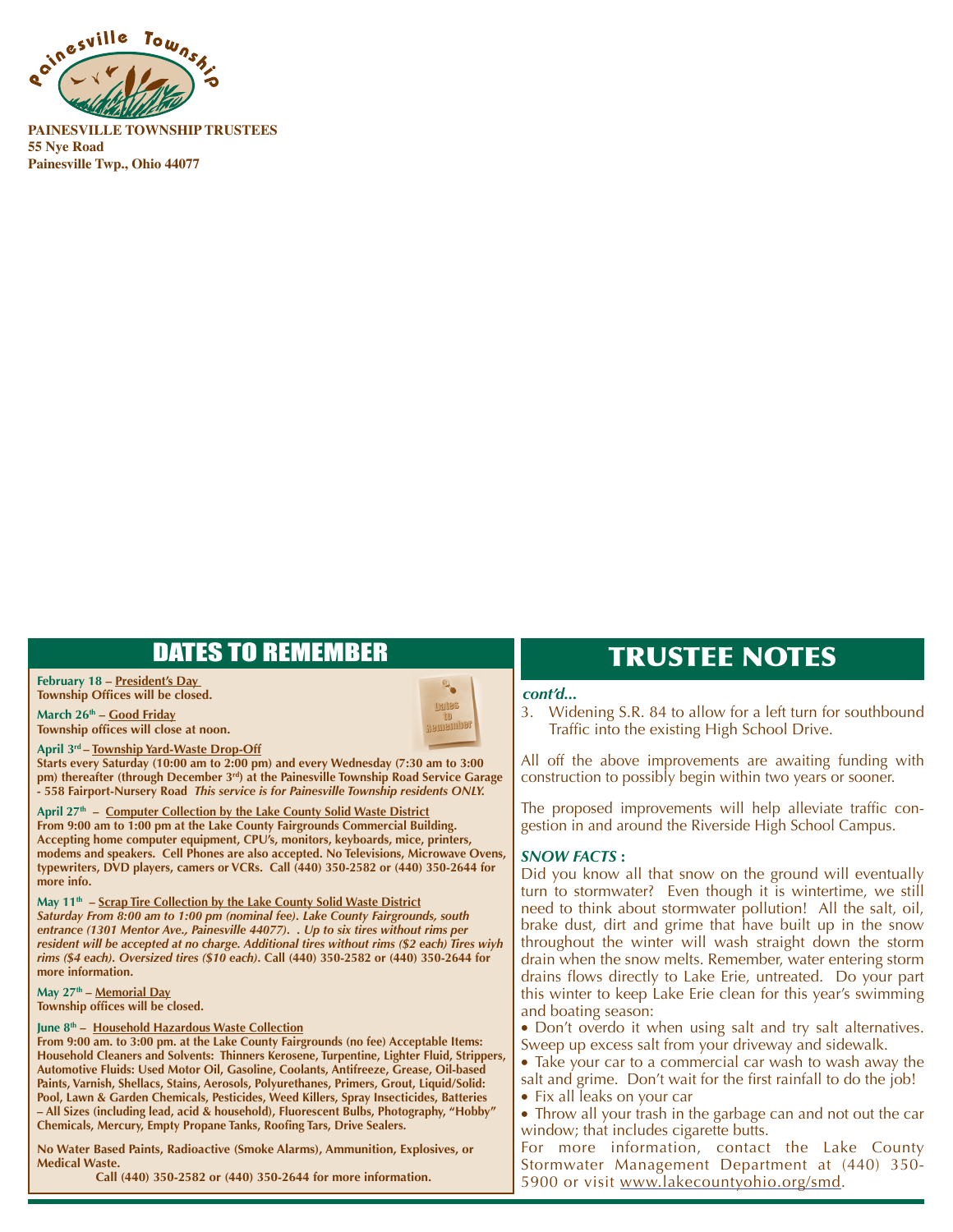Painesville Township

**PAINESVILLE TOWNSHIP TRUSTEES**
**55 Nye Road**
**Painesville Twp., Ohio 44077**

## DATES TO REMEMBER

**February 18 – President's Day**
**Township Offices will be closed.**

**March 26th – Good Friday**
**Township offices will close at noon.**

**April 3rd – Township Yard-Waste Drop-Off**
**Starts every Saturday (10:00 am to 2:00 pm) and every Wednesday (7:30 am to 3:00 pm) thereafter (through December 3rd) at the Painesville Township Road Service Garage - 558 Fairport-Nursery Road** ***This service is for Painesville Township residents ONLY.***

**April 27th – Computer Collection by the Lake County Solid Waste District**
**From 9:00 am to 1:00 pm at the Lake County Fairgrounds Commercial Building. Accepting home computer equipment, CPU's, monitors, keyboards, mice, printers, modems and speakers. Cell Phones are also accepted. No Televisions, Microwave Ovens, typewriters, DVD players, camers or VCRs. Call (440) 350-2582 or (440) 350-2644 for more info.**

**May 11th – Scrap Tire Collection by the Lake County Solid Waste District**
***Saturday From 8:00 am to 1:00 pm (nominal fee). Lake County Fairgrounds, south entrance (1301 Mentor Ave., Painesville 44077). . Up to six tires without rims per resident will be accepted at no charge. Additional tires without rims ($2 each) Tires wiyh rims ($4 each). Oversized tires ($10 each).*** **Call (440) 350-2582 or (440) 350-2644 for more information.**

**May 27th – Memorial Day**
**Township offices will be closed.**

**June 8th – Household Hazardous Waste Collection**
**From 9:00 am. to 3:00 pm. at the Lake County Fairgrounds (no fee) Acceptable Items: Household Cleaners and Solvents: Thinners Kerosene, Turpentine, Lighter Fluid, Strippers, Automotive Fluids: Used Motor Oil, Gasoline, Coolants, Antifreeze, Grease, Oil-based Paints, Varnish, Shellacs, Stains, Aerosols, Polyurethanes, Primers, Grout, Liquid/Solid: Pool, Lawn & Garden Chemicals, Pesticides, Weed Killers, Spray Insecticides, Batteries – All Sizes (including lead, acid & household), Fluorescent Bulbs, Photography, "Hobby" Chemicals, Mercury, Empty Propane Tanks, Roofing Tars, Drive Sealers.**

**No Water Based Paints, Radioactive (Smoke Alarms), Ammunition, Explosives, or Medical Waste.**

**Call (440) 350-2582 or (440) 350-2644 for more information.**

## TRUSTEE NOTES

***cont'd...***

3. Widening S.R. 84 to allow for a left turn for southbound Traffic into the existing High School Drive.

All off the above improvements are awaiting funding with construction to possibly begin within two years or sooner.

The proposed improvements will help alleviate traffic congestion in and around the Riverside High School Campus.

***SNOW FACTS* :**

Did you know all that snow on the ground will eventually turn to stormwater? Even though it is wintertime, we still need to think about stormwater pollution! All the salt, oil, brake dust, dirt and grime that have built up in the snow throughout the winter will wash straight down the storm drain when the snow melts. Remember, water entering storm drains flows directly to Lake Erie, untreated. Do your part this winter to keep Lake Erie clean for this year's swimming and boating season:

- Don't overdo it when using salt and try salt alternatives. Sweep up excess salt from your driveway and sidewalk.
- Take your car to a commercial car wash to wash away the salt and grime. Don't wait for the first rainfall to do the job!
- Fix all leaks on your car
- Throw all your trash in the garbage can and not out the car window; that includes cigarette butts.

For more information, contact the Lake County Stormwater Management Department at (440) 350-5900 or visit www.lakecountyohio.org/smd.